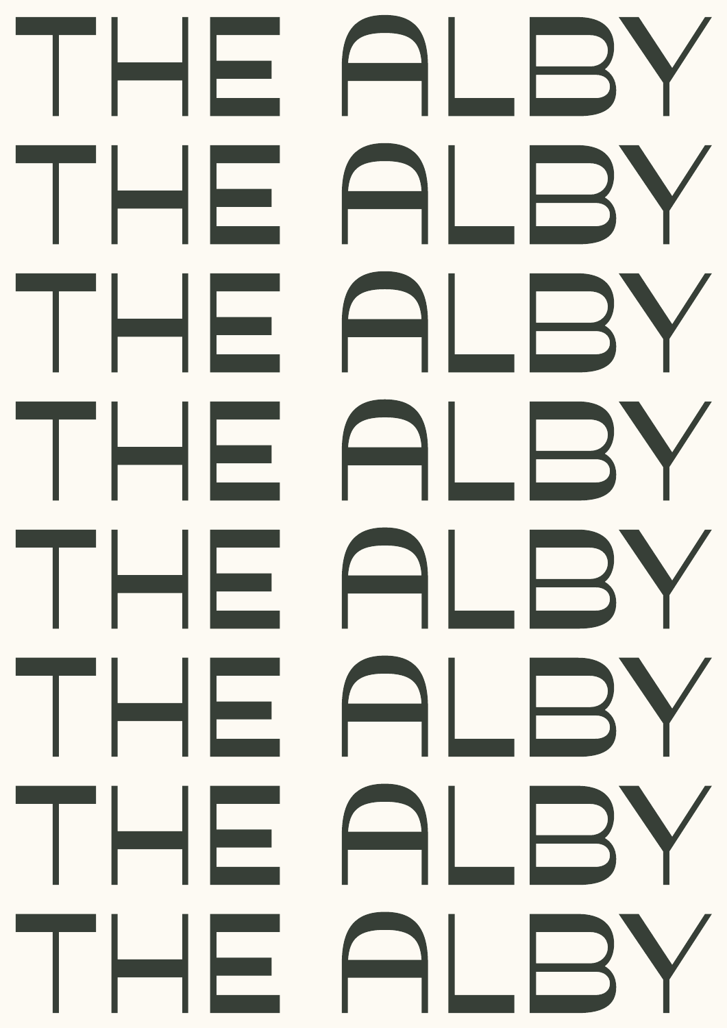THE ALBY
THE ALBY
THE ALBY
THE ALBY
THE ALBY
THE ALBY
THE ALBY
THE ALBY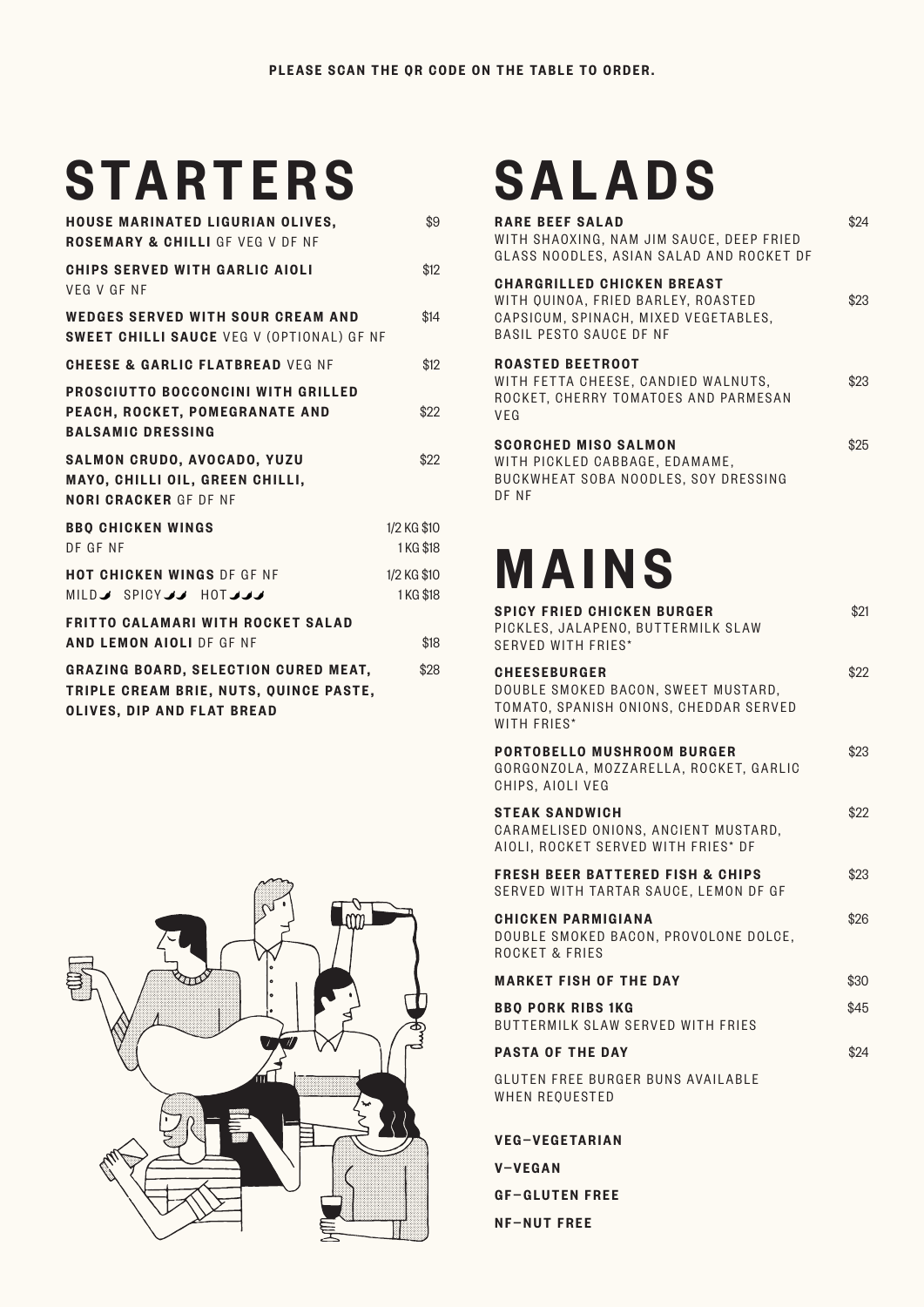PLEASE SCAN THE QR CODE ON THE TABLE TO ORDER.

# STARTERS

**HOUSE MARINATED LIGURIAN OLIVES, ROSEMARY & CHILLI** GF VEG V DF NF — $9

**CHIPS SERVED WITH GARLIC AIOLI** VEG V GF NF — $12

**WEDGES SERVED WITH SOUR CREAM AND SWEET CHILLI SAUCE** VEG V (OPTIONAL) GF NF — $14

**CHEESE & GARLIC FLATBREAD** VEG NF — $12

**PROSCIUTTO BOCCONCINI WITH GRILLED PEACH, ROCKET, POMEGRANATE AND BALSAMIC DRESSING** — $22

**SALMON CRUDO, AVOCADO, YUZU MAYO, CHILLI OIL, GREEN CHILLI, NORI CRACKER** GF DF NF — $22

**BBQ CHICKEN WINGS** DF GF NF — 1/2 KG $10 / 1 KG $18

**HOT CHICKEN WINGS** DF GF NF — 1/2 KG $10 / 1 KG $18
MILD 🌶 SPICY 🌶🌶 HOT 🌶🌶🌶

**FRITTO CALAMARI WITH ROCKET SALAD AND LEMON AIOLI** DF GF NF — $18

**GRAZING BOARD, SELECTION CURED MEAT, TRIPLE CREAM BRIE, NUTS, QUINCE PASTE, OLIVES, DIP AND FLAT BREAD** — $28

# SALADS

**RARE BEEF SALAD** — $24
WITH SHAOXING, NAM JIM SAUCE, DEEP FRIED GLASS NOODLES, ASIAN SALAD AND ROCKET DF

**CHARGRILLED CHICKEN BREAST** — $23
WITH QUINOA, FRIED BARLEY, ROASTED CAPSICUM, SPINACH, MIXED VEGETABLES, BASIL PESTO SAUCE DF NF

**ROASTED BEETROOT** — $23
WITH FETTA CHEESE, CANDIED WALNUTS, ROCKET, CHERRY TOMATOES AND PARMESAN VEG

**SCORCHED MISO SALMON** — $25
WITH PICKLED CABBAGE, EDAMAME, BUCKWHEAT SOBA NOODLES, SOY DRESSING DF NF

# MAINS

**SPICY FRIED CHICKEN BURGER** — $21
PICKLES, JALAPENO, BUTTERMILK SLAW SERVED WITH FRIES*

**CHEESEBURGER** — $22
DOUBLE SMOKED BACON, SWEET MUSTARD, TOMATO, SPANISH ONIONS, CHEDDAR SERVED WITH FRIES*

**PORTOBELLO MUSHROOM BURGER** — $23
GORGONZOLA, MOZZARELLA, ROCKET, GARLIC CHIPS, AIOLI VEG

**STEAK SANDWICH** — $22
CARAMELISED ONIONS, ANCIENT MUSTARD, AIOLI, ROCKET SERVED WITH FRIES* DF

**FRESH BEER BATTERED FISH & CHIPS** — $23
SERVED WITH TARTAR SAUCE, LEMON DF GF

**CHICKEN PARMIGIANA** — $26
DOUBLE SMOKED BACON, PROVOLONE DOLCE, ROCKET & FRIES

**MARKET FISH OF THE DAY** — $30

**BBQ PORK RIBS 1KG** — $45
BUTTERMILK SLAW SERVED WITH FRIES

**PASTA OF THE DAY** — $24

GLUTEN FREE BURGER BUNS AVAILABLE WHEN REQUESTED

**VEG–VEGETARIAN**

**V–VEGAN**

**GF–GLUTEN FREE**

**NF–NUT FREE**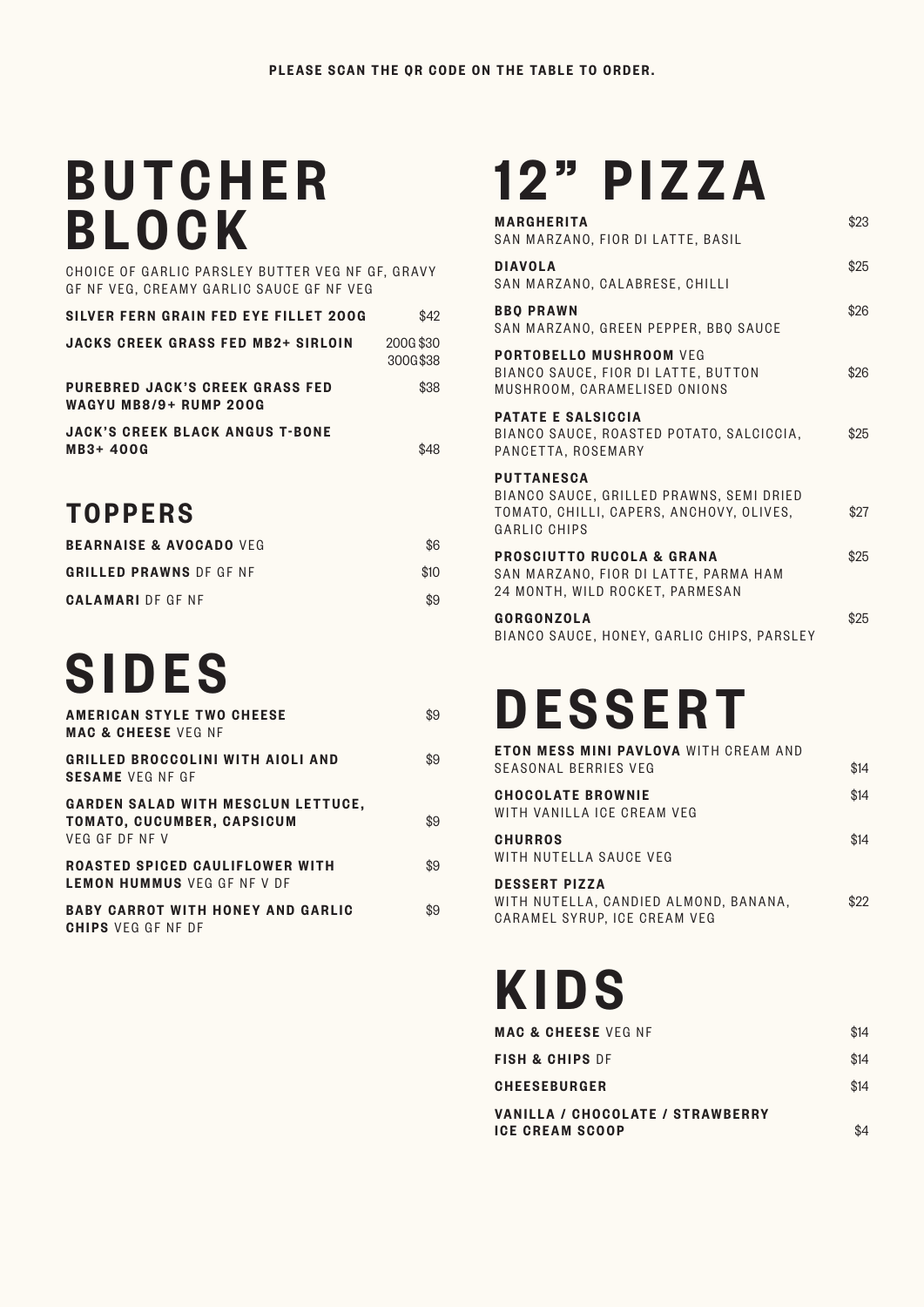**PLEASE SCAN THE QR CODE ON THE TABLE TO ORDER.**

# BUTCHER BLOCK

CHOICE OF GARLIC PARSLEY BUTTER VEG NF GF, GRAVY GF NF VEG, CREAMY GARLIC SAUCE GF NF VEG

| | |
|---|---|
| **SILVER FERN GRAIN FED EYE FILLET 200G** | $42 |
| **JACKS CREEK GRASS FED MB2+ SIRLOIN** | 200G $30<br>300G $38 |
| **PUREBRED JACK'S CREEK GRASS FED WAGYU MB8/9+ RUMP 200G** | $38 |
| **JACK'S CREEK BLACK ANGUS T-BONE MB3+ 400G** | $48 |

## TOPPERS

| | |
|---|---|
| **BEARNAISE & AVOCADO** VEG | $6 |
| **GRILLED PRAWNS** DF GF NF | $10 |
| **CALAMARI** DF GF NF | $9 |

# SIDES

| | |
|---|---|
| **AMERICAN STYLE TWO CHEESE MAC & CHEESE** VEG NF | $9 |
| **GRILLED BROCCOLINI WITH AIOLI AND SESAME** VEG NF GF | $9 |
| **GARDEN SALAD WITH MESCLUN LETTUCE, TOMATO, CUCUMBER, CAPSICUM** VEG GF DF NF V | $9 |
| **ROASTED SPICED CAULIFLOWER WITH LEMON HUMMUS** VEG GF NF V DF | $9 |
| **BABY CARROT WITH HONEY AND GARLIC CHIPS** VEG GF NF DF | $9 |

# 12" PIZZA

| | |
|---|---|
| **MARGHERITA**<br>SAN MARZANO, FIOR DI LATTE, BASIL | $23 |
| **DIAVOLA**<br>SAN MARZANO, CALABRESE, CHILLI | $25 |
| **BBQ PRAWN**<br>SAN MARZANO, GREEN PEPPER, BBQ SAUCE | $26 |
| **PORTOBELLO MUSHROOM** VEG<br>BIANCO SAUCE, FIOR DI LATTE, BUTTON MUSHROOM, CARAMELISED ONIONS | $26 |
| **PATATE E SALSICCIA**<br>BIANCO SAUCE, ROASTED POTATO, SALCICCIA, PANCETTA, ROSEMARY | $25 |
| **PUTTANESCA**<br>BIANCO SAUCE, GRILLED PRAWNS, SEMI DRIED TOMATO, CHILLI, CAPERS, ANCHOVY, OLIVES, GARLIC CHIPS | $27 |
| **PROSCIUTTO RUCOLA & GRANA**<br>SAN MARZANO, FIOR DI LATTE, PARMA HAM 24 MONTH, WILD ROCKET, PARMESAN | $25 |
| **GORGONZOLA**<br>BIANCO SAUCE, HONEY, GARLIC CHIPS, PARSLEY | $25 |

# DESSERT

| | |
|---|---|
| **ETON MESS MINI PAVLOVA** WITH CREAM AND SEASONAL BERRIES VEG | $14 |
| **CHOCOLATE BROWNIE**<br>WITH VANILLA ICE CREAM VEG | $14 |
| **CHURROS**<br>WITH NUTELLA SAUCE VEG | $14 |
| **DESSERT PIZZA**<br>WITH NUTELLA, CANDIED ALMOND, BANANA, CARAMEL SYRUP, ICE CREAM VEG | $22 |

# KIDS

| | |
|---|---|
| **MAC & CHEESE** VEG NF | $14 |
| **FISH & CHIPS** DF | $14 |
| **CHEESEBURGER** | $14 |
| **VANILLA / CHOCOLATE / STRAWBERRY ICE CREAM SCOOP** | $4 |